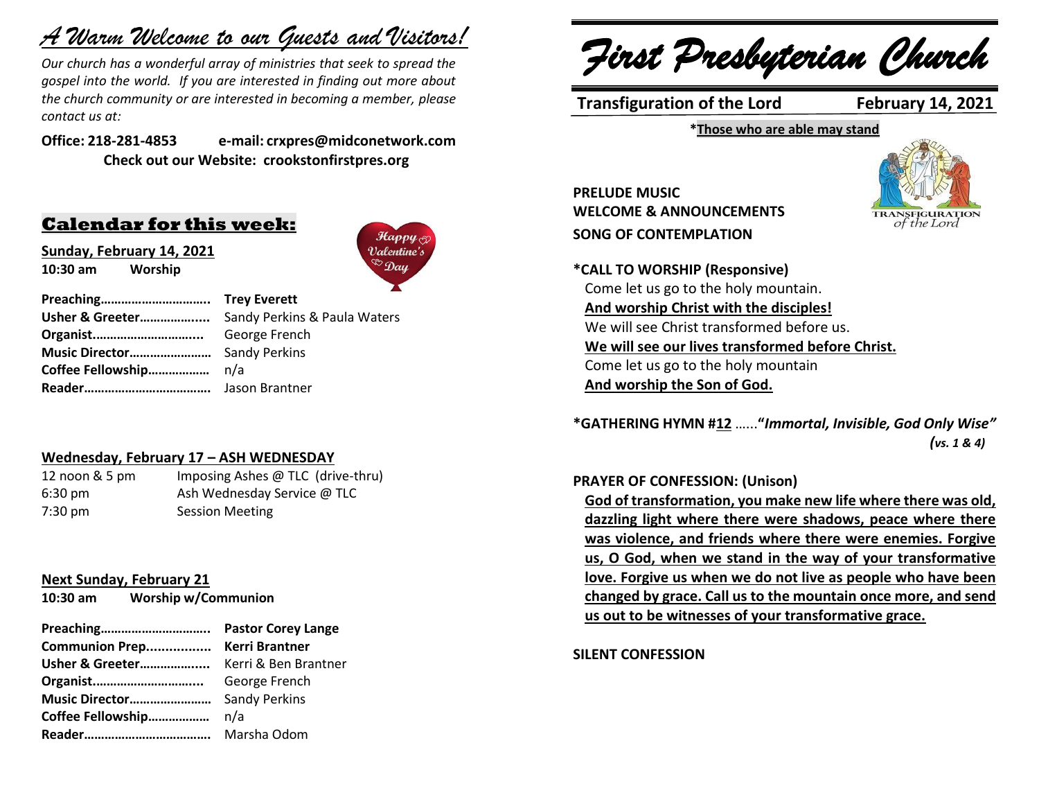# *A Warm Welcome to our Guests and Visitors!*

*Our church has a wonderful array of ministries that seek to spread the gospel into the world. If you are interested in finding out more about the church community or are interested in becoming a member, please contact us at:*

**Office: 218-281-4853 e-mail: crxpres@midconetwork.com**
**Check out our Website: crookstonfirstpres.org**

## Calendar for this week:

**Sunday, February 14, 2021**
**10:30 am Worship**

**Preaching…………………………..** **Trey Everett**
**Usher & Greeter………………...** Sandy Perkins & Paula Waters
**Organist…………………………...** George French
**Music Director……………………** Sandy Perkins
**Coffee Fellowship………………** n/a
**Reader………………………………** Jason Brantner

**Wednesday, February 17 – ASH WEDNESDAY**

12 noon & 5 pm Imposing Ashes @ TLC (drive-thru)
6:30 pm Ash Wednesday Service @ TLC
7:30 pm Session Meeting

**Next Sunday, February 21**
**10:30 am Worship w/Communion**

**Preaching…………………………..** **Pastor Corey Lange**
**Communion Prep.................** **Kerri Brantner**
**Usher & Greeter………………...** Kerri & Ben Brantner
**Organist…………………………...** George French
**Music Director……………………** Sandy Perkins
**Coffee Fellowship………………** n/a
**Reader………………………………** Marsha Odom

# *First Presbyterian Church*

**Transfiguration of the Lord February 14, 2021**

**\*Those who are able may stand**

**PRELUDE MUSIC**
**WELCOME & ANNOUNCEMENTS**
**SONG OF CONTEMPLATION**

**\*CALL TO WORSHIP (Responsive)**
Come let us go to the holy mountain.
**And worship Christ with the disciples!**
We will see Christ transformed before us.
**We will see our lives transformed before Christ.**
Come let us go to the holy mountain
**And worship the Son of God.**

**\*GATHERING HYMN #12** ……**"*Immortal, Invisible, God Only Wise"***
***(vs. 1 & 4)***

**PRAYER OF CONFESSION: (Unison)**
**God of transformation, you make new life where there was old, dazzling light where there were shadows, peace where there was violence, and friends where there were enemies. Forgive us, O God, when we stand in the way of your transformative love. Forgive us when we do not live as people who have been changed by grace. Call us to the mountain once more, and send us out to be witnesses of your transformative grace.**

**SILENT CONFESSION**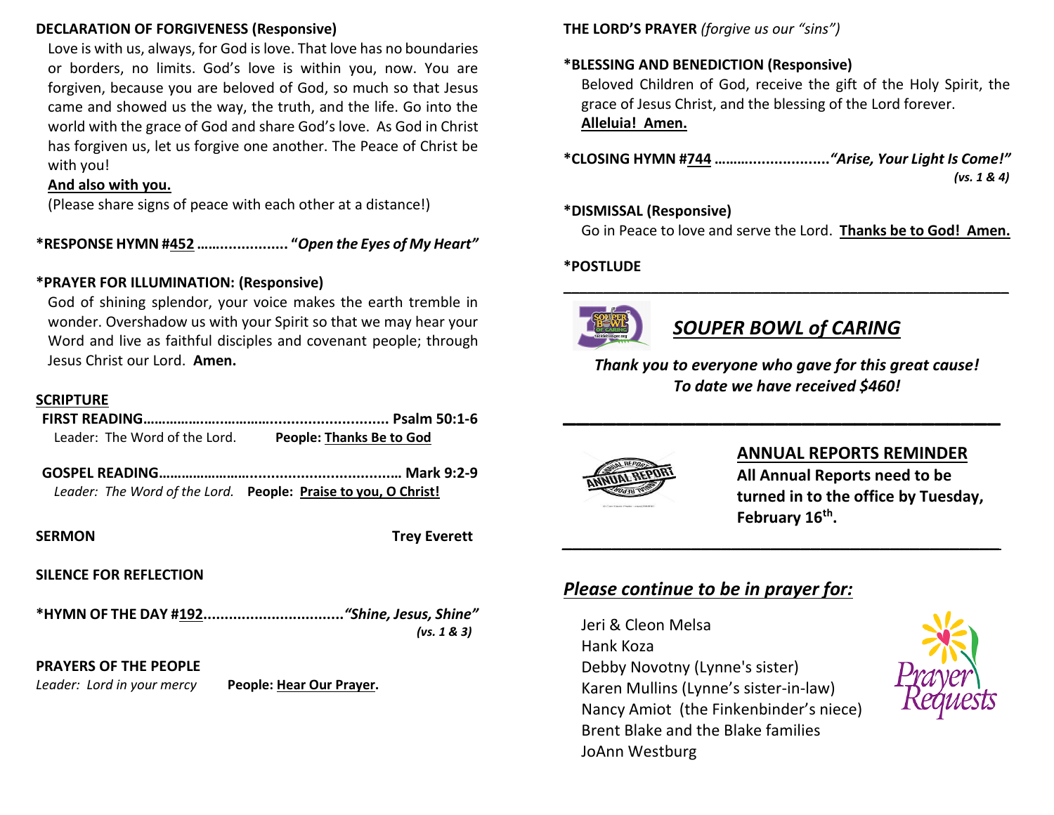**DECLARATION OF FORGIVENESS (Responsive)**

Love is with us, always, for God is love. That love has no boundaries or borders, no limits. God's love is within you, now. You are forgiven, because you are beloved of God, so much so that Jesus came and showed us the way, the truth, and the life. Go into the world with the grace of God and share God's love. As God in Christ has forgiven us, let us forgive one another. The Peace of Christ be with you!

**And also with you.**

(Please share signs of peace with each other at a distance!)

**\*RESPONSE HYMN #452 ...................... "*Open the Eyes of My Heart*"**

**\*PRAYER FOR ILLUMINATION: (Responsive)**

God of shining splendor, your voice makes the earth tremble in wonder. Overshadow us with your Spirit so that we may hear your Word and live as faithful disciples and covenant people; through Jesus Christ our Lord. **Amen.**

**SCRIPTURE**

**FIRST READING.............................................................. Psalm 50:1-6**

Leader: The Word of the Lord. **People: Thanks Be to God**

**GOSPEL READING.............................................................. Mark 9:2-9**

*Leader: The Word of the Lord.* **People: Praise to you, O Christ!**

**SERMON** **Trey Everett**

**SILENCE FOR REFLECTION**

**\*HYMN OF THE DAY #192................................*"Shine, Jesus, Shine"***
***(vs. 1 & 3)***

**PRAYERS OF THE PEOPLE**

*Leader: Lord in your mercy* **People: Hear Our Prayer.**

**THE LORD'S PRAYER** *(forgive us our "sins")*

**\*BLESSING AND BENEDICTION (Responsive)**

Beloved Children of God, receive the gift of the Holy Spirit, the grace of Jesus Christ, and the blessing of the Lord forever.

**Alleluia! Amen.**

**\*CLOSING HYMN #744 ............................*"Arise, Your Light Is Come!"***
***(vs. 1 & 4)***

**\*DISMISSAL (Responsive)**

Go in Peace to love and serve the Lord. **Thanks be to God! Amen.**

**\*POSTLUDE**

---

## *SOUPER BOWL of CARING*

***Thank you to everyone who gave for this great cause!***
***To date we have received $460!***

---

## ANNUAL REPORTS REMINDER

**All Annual Reports need to be turned in to the office by Tuesday, February 16th.**

---

## *Please continue to be in prayer for:*

Jeri & Cleon Melsa
Hank Koza
Debby Novotny (Lynne's sister)
Karen Mullins (Lynne's sister-in-law)
Nancy Amiot (the Finkenbinder's niece)
Brent Blake and the Blake families
JoAnn Westburg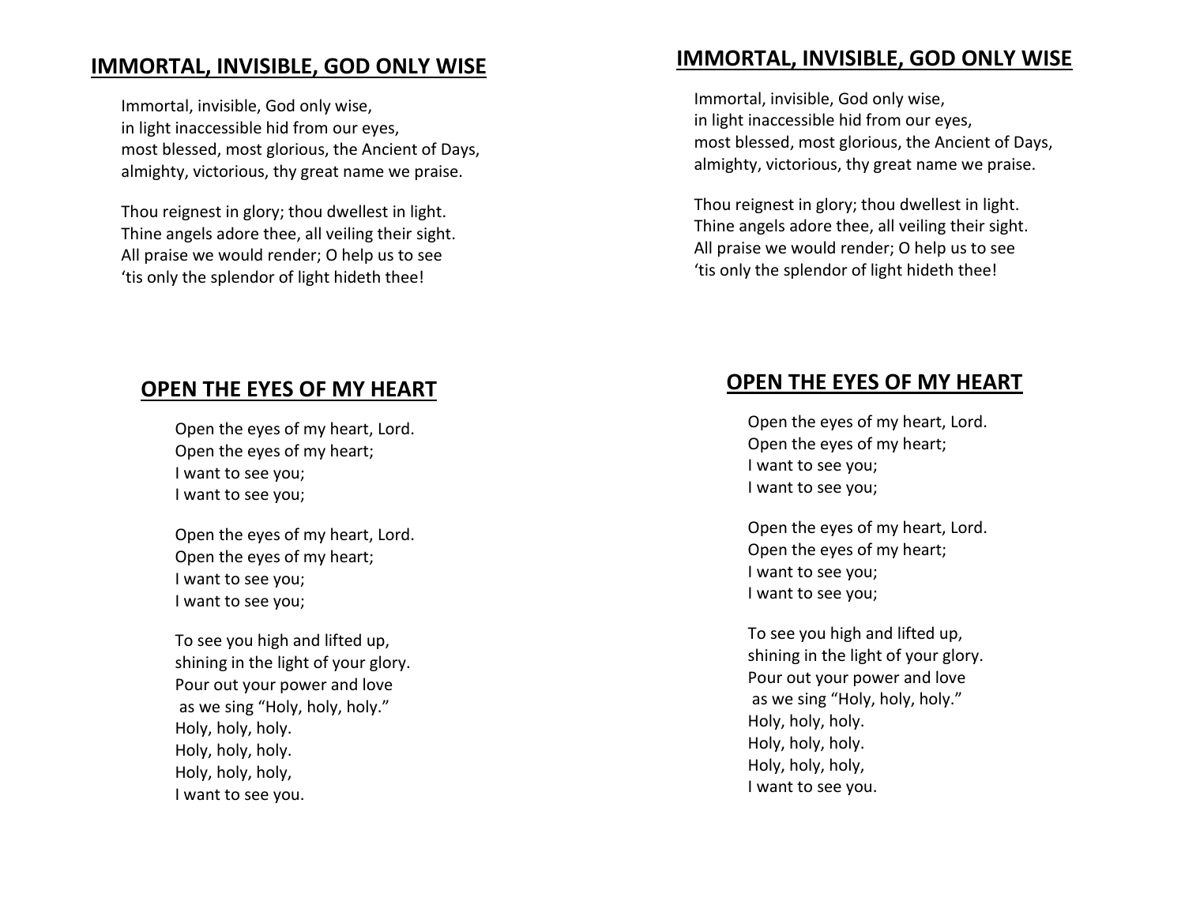## IMMORTAL, INVISIBLE, GOD ONLY WISE

Immortal, invisible, God only wise,
in light inaccessible hid from our eyes,
most blessed, most glorious, the Ancient of Days,
almighty, victorious, thy great name we praise.

Thou reignest in glory; thou dwellest in light.
Thine angels adore thee, all veiling their sight.
All praise we would render; O help us to see
'tis only the splendor of light hideth thee!

## OPEN THE EYES OF MY HEART

Open the eyes of my heart, Lord.
Open the eyes of my heart;
I want to see you;
I want to see you;

Open the eyes of my heart, Lord.
Open the eyes of my heart;
I want to see you;
I want to see you;

To see you high and lifted up,
shining in the light of your glory.
Pour out your power and love
as we sing "Holy, holy, holy."
Holy, holy, holy.
Holy, holy, holy.
Holy, holy, holy,
I want to see you.

## IMMORTAL, INVISIBLE, GOD ONLY WISE

Immortal, invisible, God only wise,
in light inaccessible hid from our eyes,
most blessed, most glorious, the Ancient of Days,
almighty, victorious, thy great name we praise.

Thou reignest in glory; thou dwellest in light.
Thine angels adore thee, all veiling their sight.
All praise we would render; O help us to see
'tis only the splendor of light hideth thee!

## OPEN THE EYES OF MY HEART

Open the eyes of my heart, Lord.
Open the eyes of my heart;
I want to see you;
I want to see you;

Open the eyes of my heart, Lord.
Open the eyes of my heart;
I want to see you;
I want to see you;

To see you high and lifted up,
shining in the light of your glory.
Pour out your power and love
as we sing "Holy, holy, holy."
Holy, holy, holy.
Holy, holy, holy.
Holy, holy, holy,
I want to see you.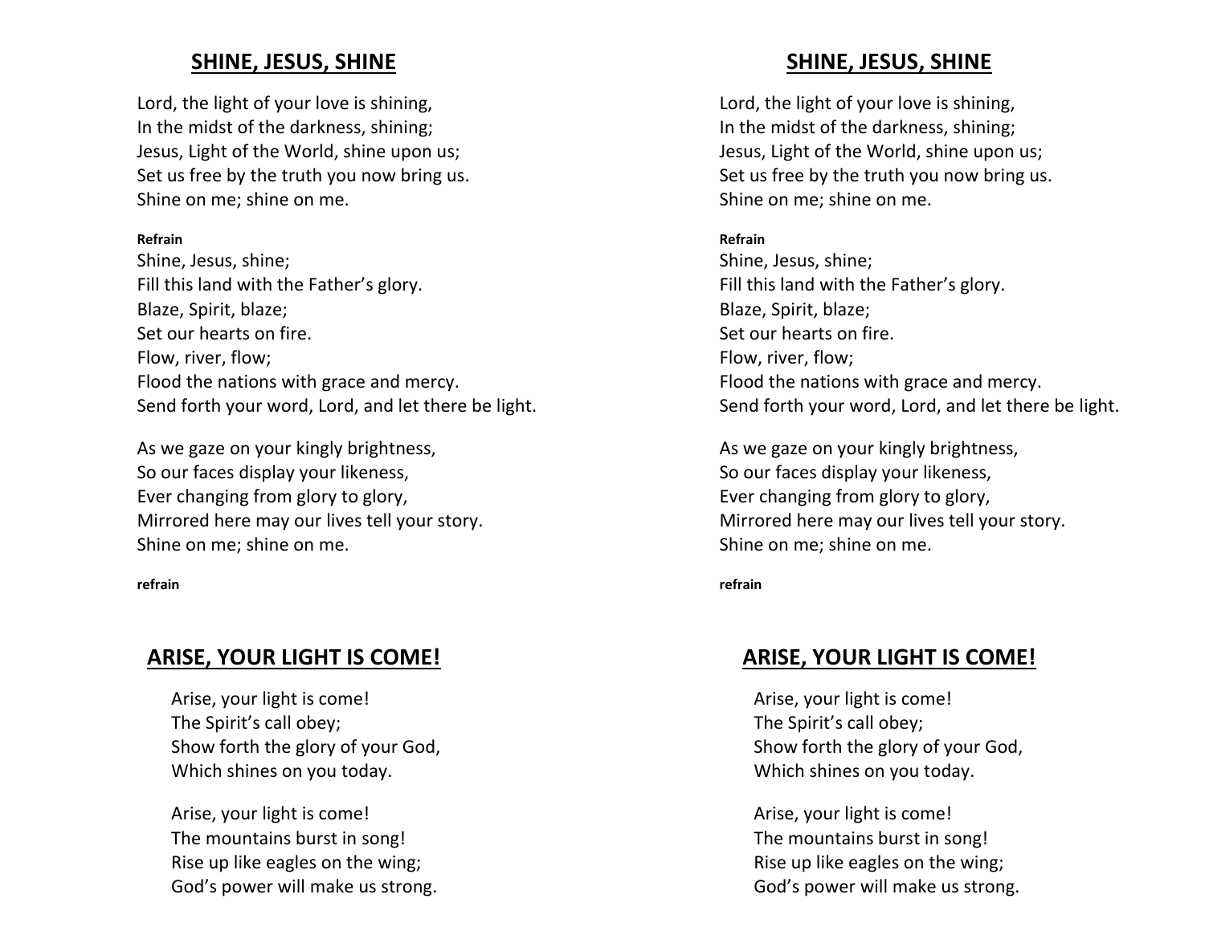## SHINE, JESUS, SHINE

Lord, the light of your love is shining,
In the midst of the darkness, shining;
Jesus, Light of the World, shine upon us;
Set us free by the truth you now bring us.
Shine on me; shine on me.

**Refrain**
Shine, Jesus, shine;
Fill this land with the Father's glory.
Blaze, Spirit, blaze;
Set our hearts on fire.
Flow, river, flow;
Flood the nations with grace and mercy.
Send forth your word, Lord, and let there be light.

As we gaze on your kingly brightness,
So our faces display your likeness,
Ever changing from glory to glory,
Mirrored here may our lives tell your story.
Shine on me; shine on me.

**refrain**

## ARISE, YOUR LIGHT IS COME!

Arise, your light is come!
The Spirit's call obey;
Show forth the glory of your God,
Which shines on you today.

Arise, your light is come!
The mountains burst in song!
Rise up like eagles on the wing;
God's power will make us strong.

## SHINE, JESUS, SHINE

Lord, the light of your love is shining,
In the midst of the darkness, shining;
Jesus, Light of the World, shine upon us;
Set us free by the truth you now bring us.
Shine on me; shine on me.

**Refrain**
Shine, Jesus, shine;
Fill this land with the Father's glory.
Blaze, Spirit, blaze;
Set our hearts on fire.
Flow, river, flow;
Flood the nations with grace and mercy.
Send forth your word, Lord, and let there be light.

As we gaze on your kingly brightness,
So our faces display your likeness,
Ever changing from glory to glory,
Mirrored here may our lives tell your story.
Shine on me; shine on me.

**refrain**

## ARISE, YOUR LIGHT IS COME!

Arise, your light is come!
The Spirit's call obey;
Show forth the glory of your God,
Which shines on you today.

Arise, your light is come!
The mountains burst in song!
Rise up like eagles on the wing;
God's power will make us strong.